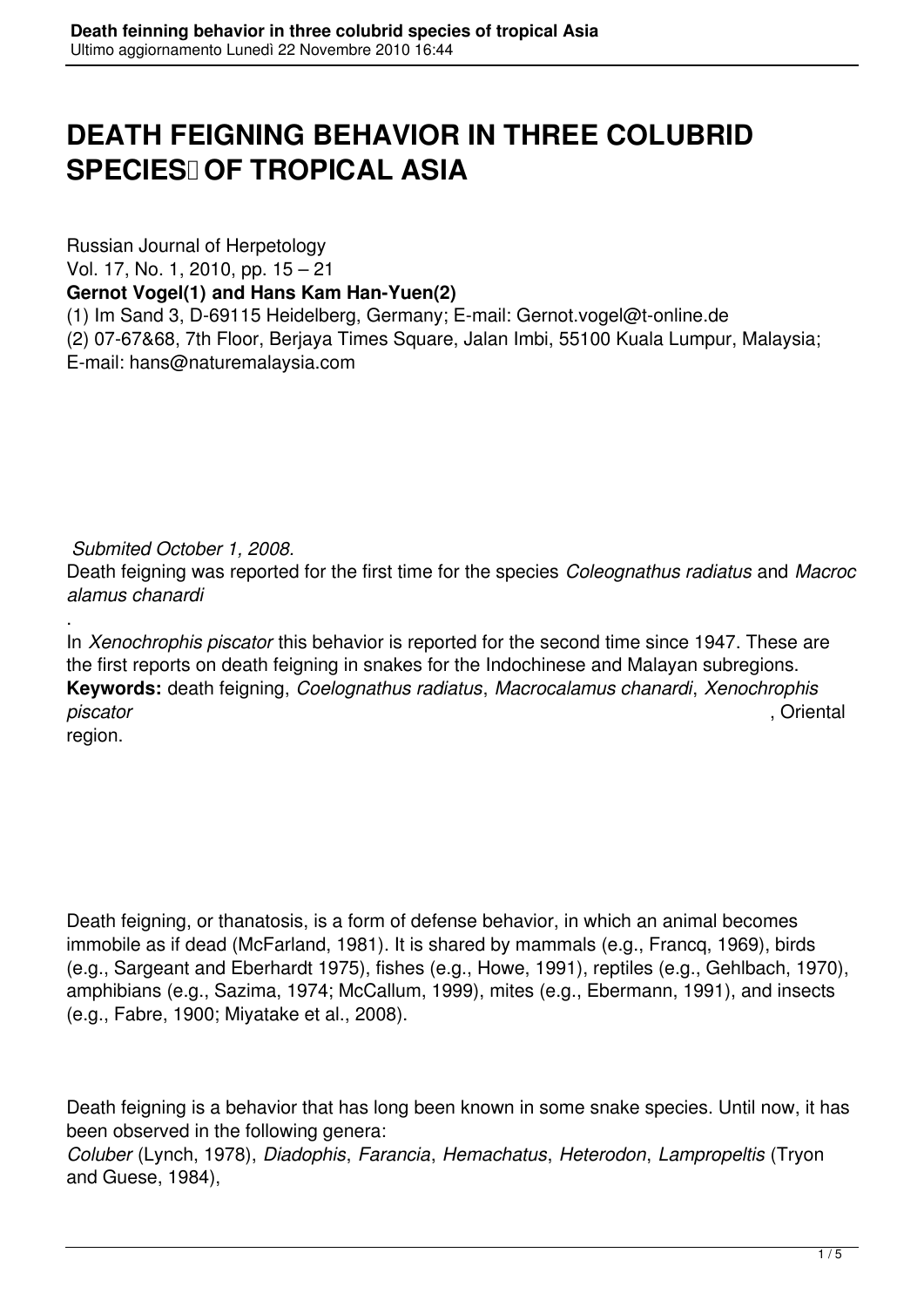# DEATH FEIGNING BEHAVIOR IN THREE COLUBRID SPECIES OF TROPICAL ASIA

Russian Journal of Herpetology
Vol. 17, No. 1, 2010, pp. 15 – 21

**Gernot Vogel(1) and Hans Kam Han-Yuen(2)**

(1) Im Sand 3, D-69115 Heidelberg, Germany; E-mail: Gernot.vogel@t-online.de
(2) 07-67&68, 7th Floor, Berjaya Times Square, Jalan Imbi, 55100 Kuala Lumpur, Malaysia; E-mail: hans@naturemalaysia.com

*Submited October 1, 2008.*

Death feigning was reported for the first time for the species *Coleognathus radiatus* and *Macrocalamus chanardi*.

In *Xenochrophis piscator* this behavior is reported for the second time since 1947. These are the first reports on death feigning in snakes for the Indochinese and Malayan subregions.

**Keywords:** death feigning, *Coelognathus radiatus*, *Macrocalamus chanardi*, *Xenochrophis piscator*, Oriental region.

Death feigning, or thanatosis, is a form of defense behavior, in which an animal becomes immobile as if dead (McFarland, 1981). It is shared by mammals (e.g., Francq, 1969), birds (e.g., Sargeant and Eberhardt 1975), fishes (e.g., Howe, 1991), reptiles (e.g., Gehlbach, 1970), amphibians (e.g., Sazima, 1974; McCallum, 1999), mites (e.g., Ebermann, 1991), and insects (e.g., Fabre, 1900; Miyatake et al., 2008).

Death feigning is a behavior that has long been known in some snake species. Until now, it has been observed in the following genera:
*Coluber* (Lynch, 1978), *Diadophis*, *Farancia*, *Hemachatus*, *Heterodon*, *Lampropeltis* (Tryon and Guese, 1984),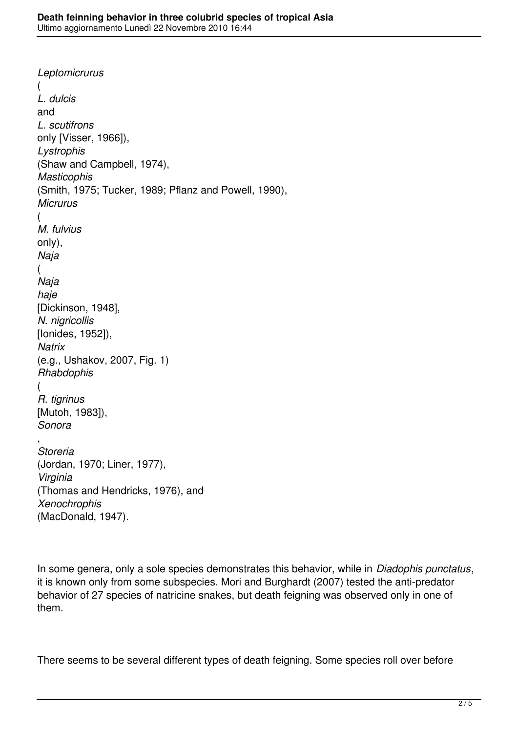*Leptomicrurus* (*L. dulcis* and *L. scutifrons* only [Visser, 1966]), *Lystrophis* (Shaw and Campbell, 1974), *Masticophis* (Smith, 1975; Tucker, 1989; Pflanz and Powell, 1990), *Micrurus* (*M. fulvius* only), *Naja* (*Naja haje* [Dickinson, 1948], *N. nigricollis* [Ionides, 1952]), *Natrix* (e.g., Ushakov, 2007, Fig. 1) *Rhabdophis* (*R. tigrinus* [Mutoh, 1983]), *Sonora*, *Storeria* (Jordan, 1970; Liner, 1977), *Virginia* (Thomas and Hendricks, 1976), and *Xenochrophis* (MacDonald, 1947).

In some genera, only a sole species demonstrates this behavior, while in *Diadophis punctatus*, it is known only from some subspecies. Mori and Burghardt (2007) tested the anti-predator behavior of 27 species of natricine snakes, but death feigning was observed only in one of them.

There seems to be several different types of death feigning. Some species roll over before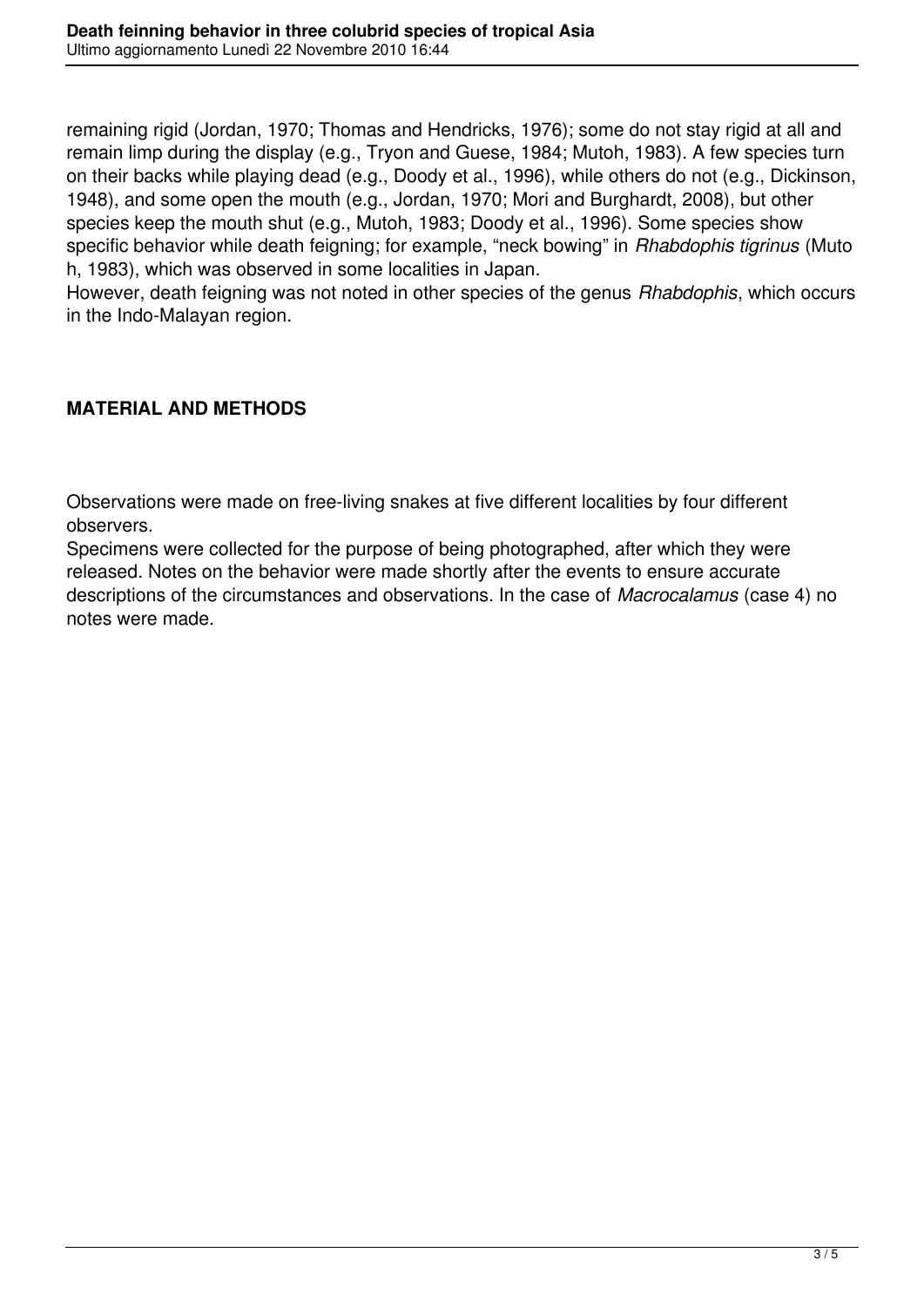remaining rigid (Jordan, 1970; Thomas and Hendricks, 1976); some do not stay rigid at all and remain limp during the display (e.g., Tryon and Guese, 1984; Mutoh, 1983). A few species turn on their backs while playing dead (e.g., Doody et al., 1996), while others do not (e.g., Dickinson, 1948), and some open the mouth (e.g., Jordan, 1970; Mori and Burghardt, 2008), but other species keep the mouth shut (e.g., Mutoh, 1983; Doody et al., 1996). Some species show specific behavior while death feigning; for example, "neck bowing" in *Rhabdophis tigrinus* (Mutoh, 1983), which was observed in some localities in Japan.
However, death feigning was not noted in other species of the genus *Rhabdophis*, which occurs in the Indo-Malayan region.

## MATERIAL AND METHODS

Observations were made on free-living snakes at five different localities by four different observers.
Specimens were collected for the purpose of being photographed, after which they were released. Notes on the behavior were made shortly after the events to ensure accurate descriptions of the circumstances and observations. In the case of *Macrocalamus* (case 4) no notes were made.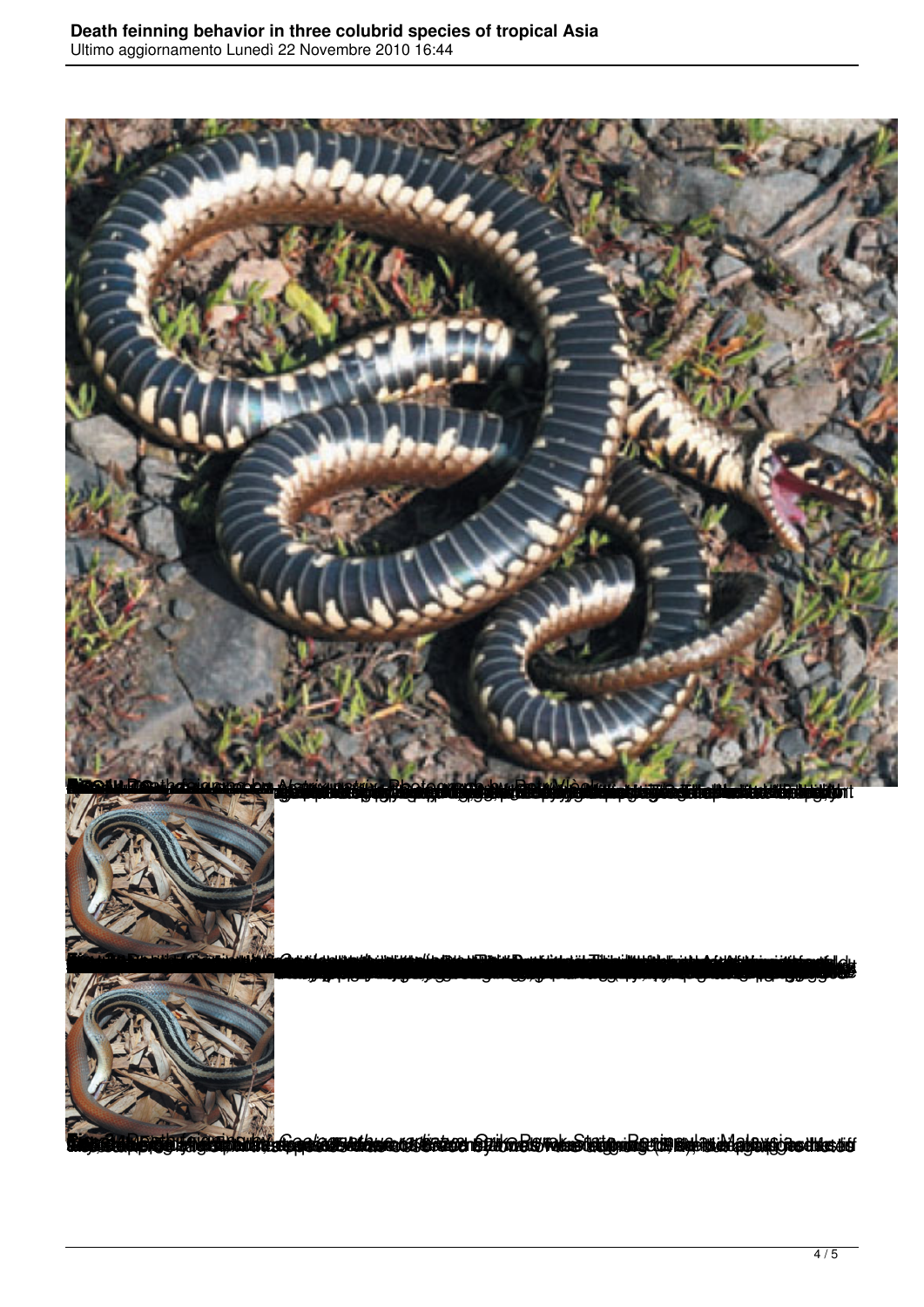*Coelognathus radiatus*, Perak State, Peninsular Malaysia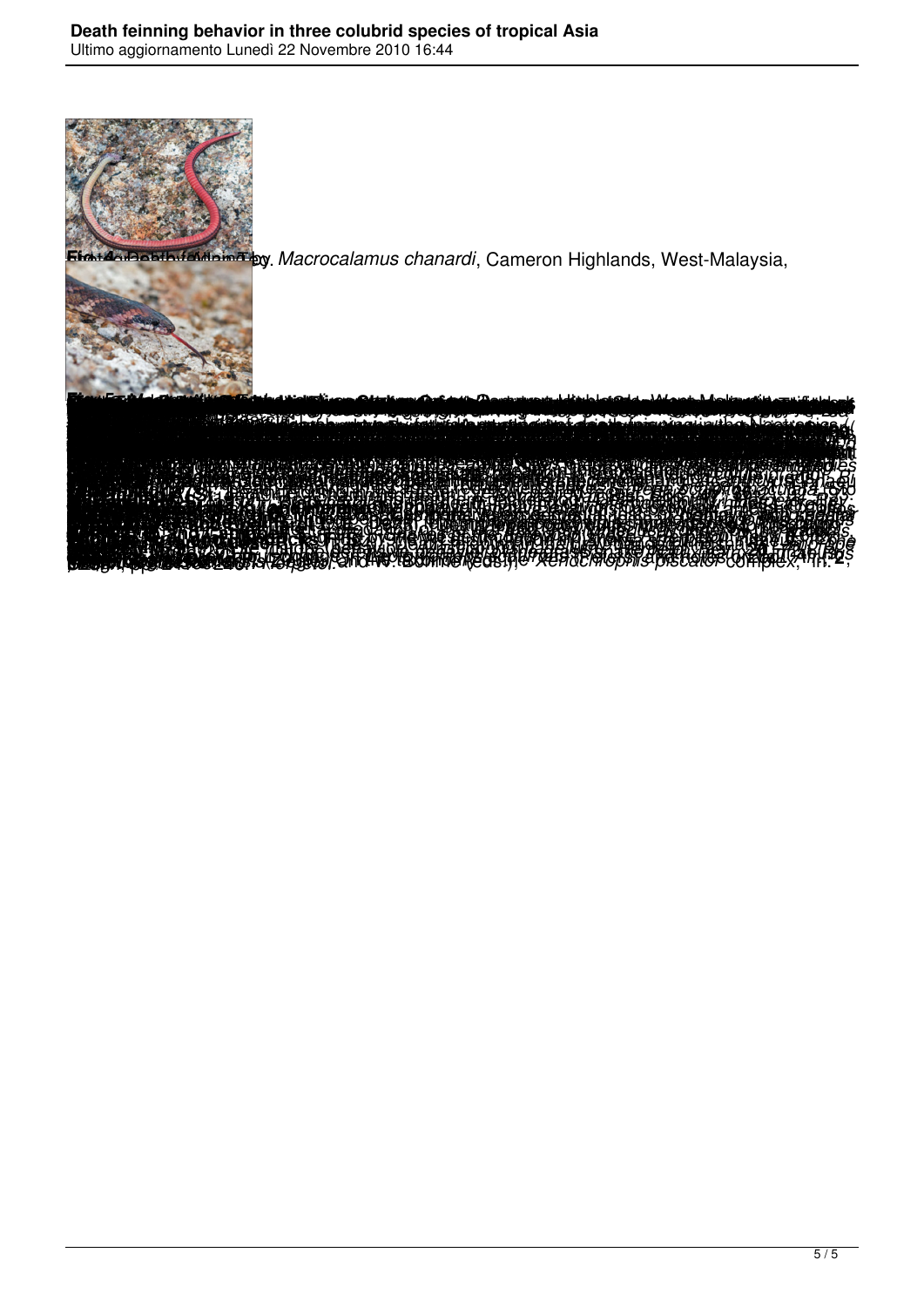*Macrocalamus chanardi*, Cameron Highlands, West-Malaysia,